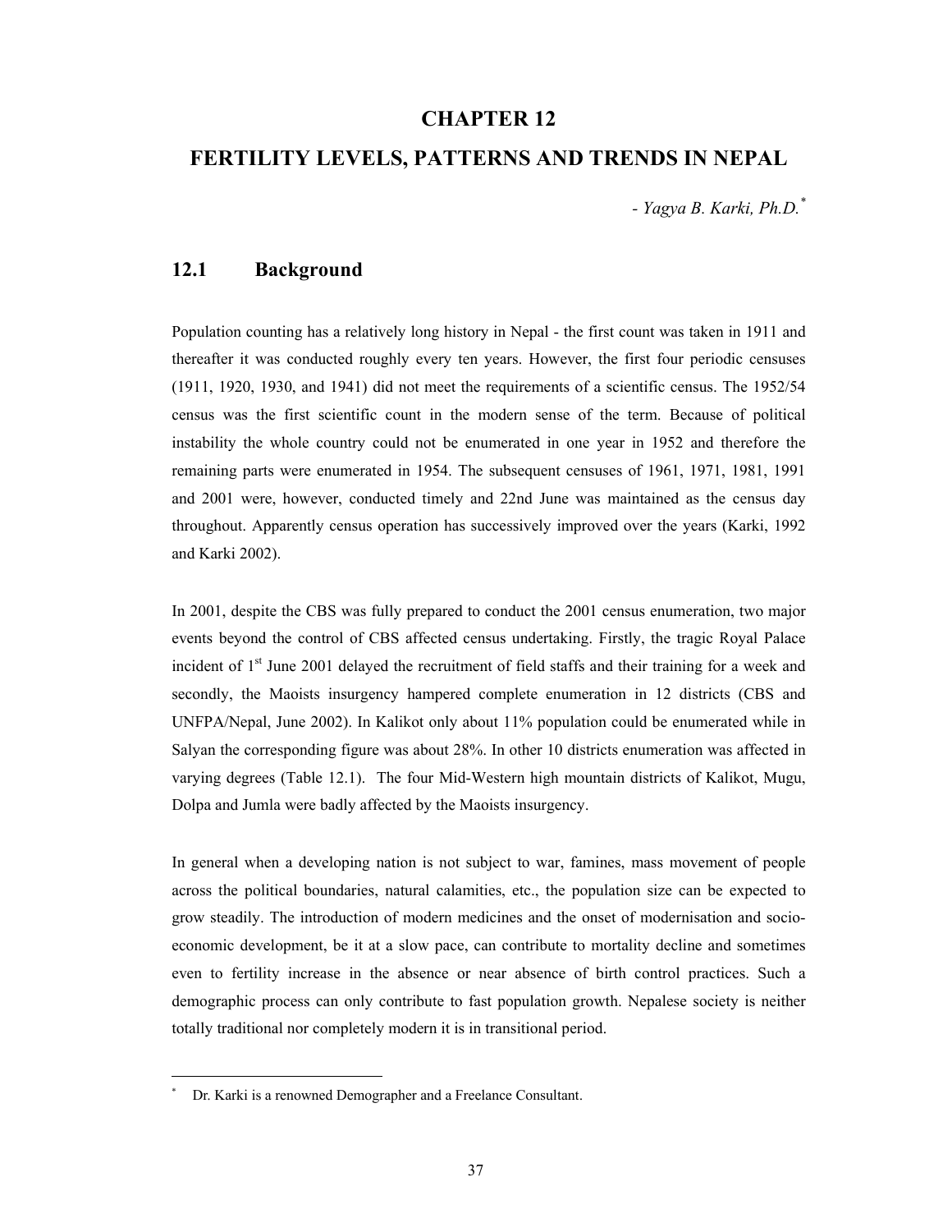# CHAPTER 12

# FERTILITY LEVELS, PATTERNS AND TRENDS IN NEPAL

*- Yagya B. Karki, Ph.D.*[*]

## 12.1 Background

Population counting has a relatively long history in Nepal - the first count was taken in 1911 and thereafter it was conducted roughly every ten years. However, the first four periodic censuses (1911, 1920, 1930, and 1941) did not meet the requirements of a scientific census. The 1952/54 census was the first scientific count in the modern sense of the term. Because of political instability the whole country could not be enumerated in one year in 1952 and therefore the remaining parts were enumerated in 1954. The subsequent censuses of 1961, 1971, 1981, 1991 and 2001 were, however, conducted timely and 22nd June was maintained as the census day throughout. Apparently census operation has successively improved over the years (Karki, 1992 and Karki 2002).

In 2001, despite the CBS was fully prepared to conduct the 2001 census enumeration, two major events beyond the control of CBS affected census undertaking. Firstly, the tragic Royal Palace incident of 1st June 2001 delayed the recruitment of field staffs and their training for a week and secondly, the Maoists insurgency hampered complete enumeration in 12 districts (CBS and UNFPA/Nepal, June 2002). In Kalikot only about 11% population could be enumerated while in Salyan the corresponding figure was about 28%. In other 10 districts enumeration was affected in varying degrees (Table 12.1). The four Mid-Western high mountain districts of Kalikot, Mugu, Dolpa and Jumla were badly affected by the Maoists insurgency.

In general when a developing nation is not subject to war, famines, mass movement of people across the political boundaries, natural calamities, etc., the population size can be expected to grow steadily. The introduction of modern medicines and the onset of modernisation and socio-economic development, be it at a slow pace, can contribute to mortality decline and sometimes even to fertility increase in the absence or near absence of birth control practices. Such a demographic process can only contribute to fast population growth. Nepalese society is neither totally traditional nor completely modern it is in transitional period.

---

[*] Dr. Karki is a renowned Demographer and a Freelance Consultant.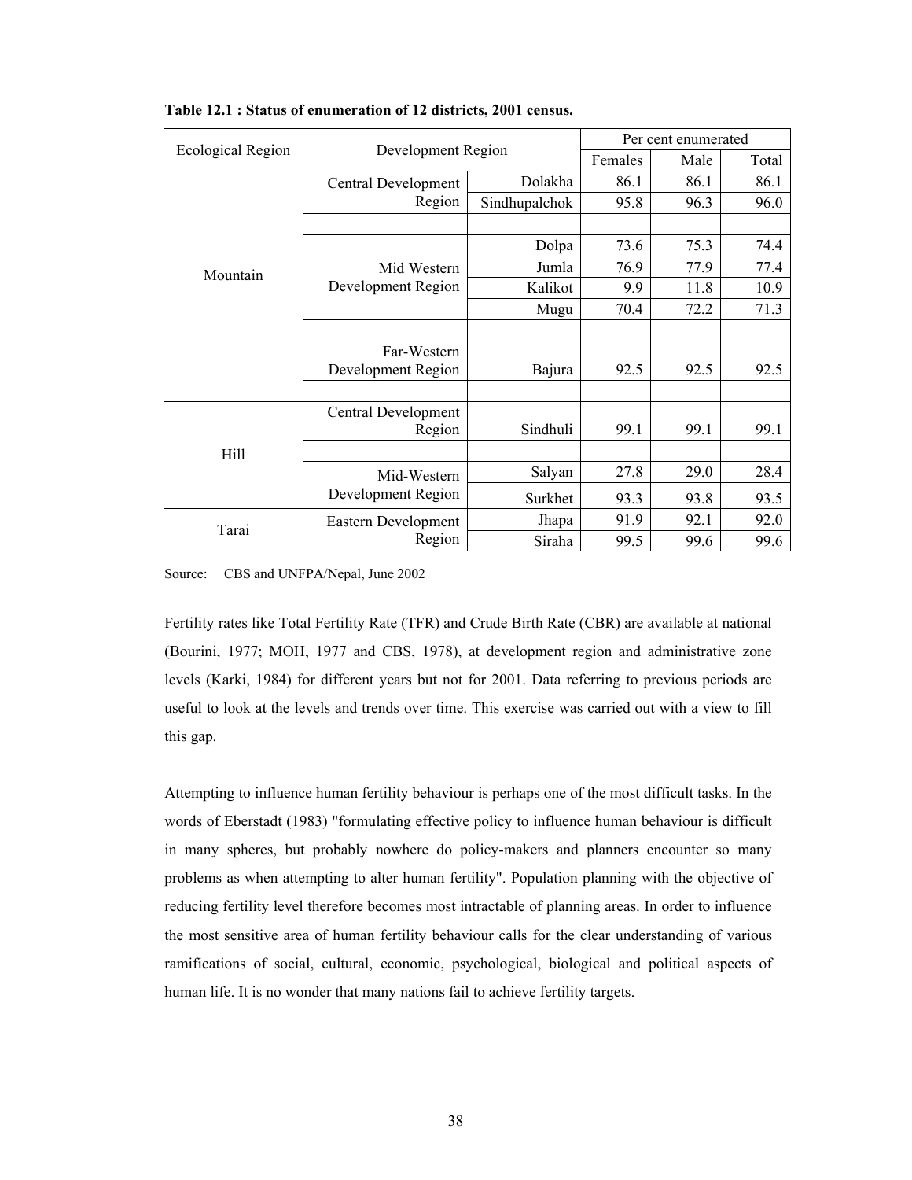**Table 12.1 : Status of enumeration of 12 districts, 2001 census.**

| Ecological Region | Development Region | | Per cent enumerated | | |
|---|---|---|---|---|---|
| | | | Females | Male | Total |
| Mountain | Central Development Region | Dolakha | 86.1 | 86.1 | 86.1 |
| | | Sindhupalchok | 95.8 | 96.3 | 96.0 |
| | | | | | |
| | Mid Western Development Region | Dolpa | 73.6 | 75.3 | 74.4 |
| | | Jumla | 76.9 | 77.9 | 77.4 |
| | | Kalikot | 9.9 | 11.8 | 10.9 |
| | | Mugu | 70.4 | 72.2 | 71.3 |
| | | | | | |
| | Far-Western Development Region | Bajura | 92.5 | 92.5 | 92.5 |
| | | | | | |
| Hill | Central Development Region | Sindhuli | 99.1 | 99.1 | 99.1 |
| | | | | | |
| | Mid-Western Development Region | Salyan | 27.8 | 29.0 | 28.4 |
| | | Surkhet | 93.3 | 93.8 | 93.5 |
| Tarai | Eastern Development Region | Jhapa | 91.9 | 92.1 | 92.0 |
| | | Siraha | 99.5 | 99.6 | 99.6 |

Source: CBS and UNFPA/Nepal, June 2002

Fertility rates like Total Fertility Rate (TFR) and Crude Birth Rate (CBR) are available at national (Bourini, 1977; MOH, 1977 and CBS, 1978), at development region and administrative zone levels (Karki, 1984) for different years but not for 2001. Data referring to previous periods are useful to look at the levels and trends over time. This exercise was carried out with a view to fill this gap.

Attempting to influence human fertility behaviour is perhaps one of the most difficult tasks. In the words of Eberstadt (1983) "formulating effective policy to influence human behaviour is difficult in many spheres, but probably nowhere do policy-makers and planners encounter so many problems as when attempting to alter human fertility". Population planning with the objective of reducing fertility level therefore becomes most intractable of planning areas. In order to influence the most sensitive area of human fertility behaviour calls for the clear understanding of various ramifications of social, cultural, economic, psychological, biological and political aspects of human life. It is no wonder that many nations fail to achieve fertility targets.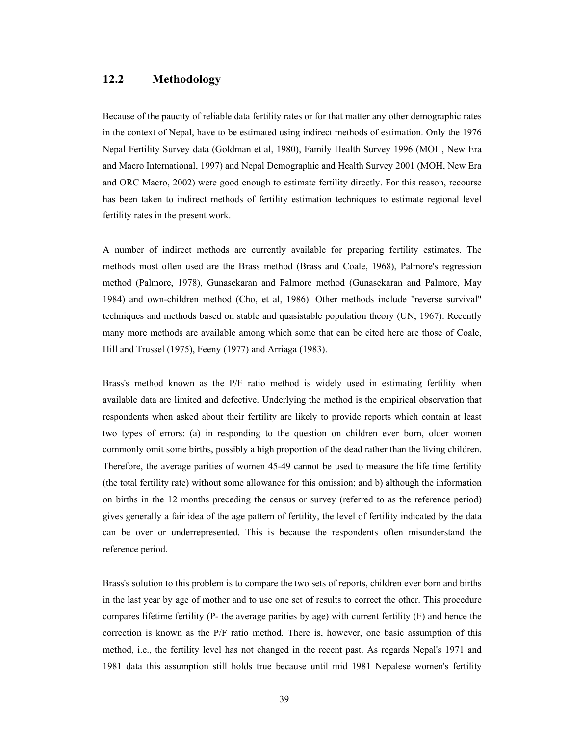## 12.2 Methodology

Because of the paucity of reliable data fertility rates or for that matter any other demographic rates in the context of Nepal, have to be estimated using indirect methods of estimation. Only the 1976 Nepal Fertility Survey data (Goldman et al, 1980), Family Health Survey 1996 (MOH, New Era and Macro International, 1997) and Nepal Demographic and Health Survey 2001 (MOH, New Era and ORC Macro, 2002) were good enough to estimate fertility directly. For this reason, recourse has been taken to indirect methods of fertility estimation techniques to estimate regional level fertility rates in the present work.

A number of indirect methods are currently available for preparing fertility estimates. The methods most often used are the Brass method (Brass and Coale, 1968), Palmore's regression method (Palmore, 1978), Gunasekaran and Palmore method (Gunasekaran and Palmore, May 1984) and own-children method (Cho, et al, 1986). Other methods include "reverse survival" techniques and methods based on stable and quasistable population theory (UN, 1967). Recently many more methods are available among which some that can be cited here are those of Coale, Hill and Trussel (1975), Feeny (1977) and Arriaga (1983).

Brass's method known as the P/F ratio method is widely used in estimating fertility when available data are limited and defective. Underlying the method is the empirical observation that respondents when asked about their fertility are likely to provide reports which contain at least two types of errors: (a) in responding to the question on children ever born, older women commonly omit some births, possibly a high proportion of the dead rather than the living children. Therefore, the average parities of women 45-49 cannot be used to measure the life time fertility (the total fertility rate) without some allowance for this omission; and b) although the information on births in the 12 months preceding the census or survey (referred to as the reference period) gives generally a fair idea of the age pattern of fertility, the level of fertility indicated by the data can be over or underrepresented. This is because the respondents often misunderstand the reference period.

Brass's solution to this problem is to compare the two sets of reports, children ever born and births in the last year by age of mother and to use one set of results to correct the other. This procedure compares lifetime fertility (P- the average parities by age) with current fertility (F) and hence the correction is known as the P/F ratio method. There is, however, one basic assumption of this method, i.e., the fertility level has not changed in the recent past. As regards Nepal's 1971 and 1981 data this assumption still holds true because until mid 1981 Nepalese women's fertility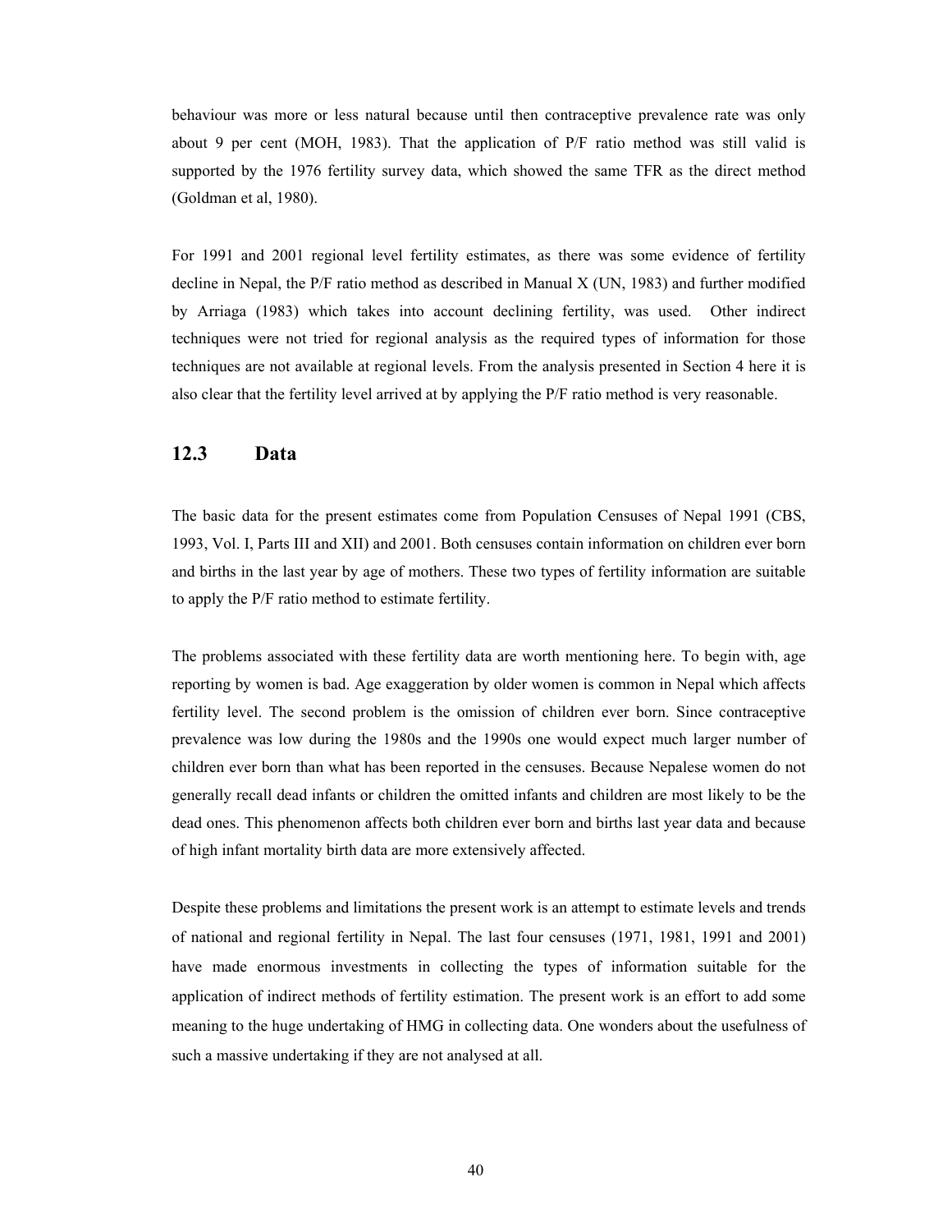behaviour was more or less natural because until then contraceptive prevalence rate was only about 9 per cent (MOH, 1983). That the application of P/F ratio method was still valid is supported by the 1976 fertility survey data, which showed the same TFR as the direct method (Goldman et al, 1980).

For 1991 and 2001 regional level fertility estimates, as there was some evidence of fertility decline in Nepal, the P/F ratio method as described in Manual X (UN, 1983) and further modified by Arriaga (1983) which takes into account declining fertility, was used. Other indirect techniques were not tried for regional analysis as the required types of information for those techniques are not available at regional levels. From the analysis presented in Section 4 here it is also clear that the fertility level arrived at by applying the P/F ratio method is very reasonable.

## 12.3 Data

The basic data for the present estimates come from Population Censuses of Nepal 1991 (CBS, 1993, Vol. I, Parts III and XII) and 2001. Both censuses contain information on children ever born and births in the last year by age of mothers. These two types of fertility information are suitable to apply the P/F ratio method to estimate fertility.

The problems associated with these fertility data are worth mentioning here. To begin with, age reporting by women is bad. Age exaggeration by older women is common in Nepal which affects fertility level. The second problem is the omission of children ever born. Since contraceptive prevalence was low during the 1980s and the 1990s one would expect much larger number of children ever born than what has been reported in the censuses. Because Nepalese women do not generally recall dead infants or children the omitted infants and children are most likely to be the dead ones. This phenomenon affects both children ever born and births last year data and because of high infant mortality birth data are more extensively affected.

Despite these problems and limitations the present work is an attempt to estimate levels and trends of national and regional fertility in Nepal. The last four censuses (1971, 1981, 1991 and 2001) have made enormous investments in collecting the types of information suitable for the application of indirect methods of fertility estimation. The present work is an effort to add some meaning to the huge undertaking of HMG in collecting data. One wonders about the usefulness of such a massive undertaking if they are not analysed at all.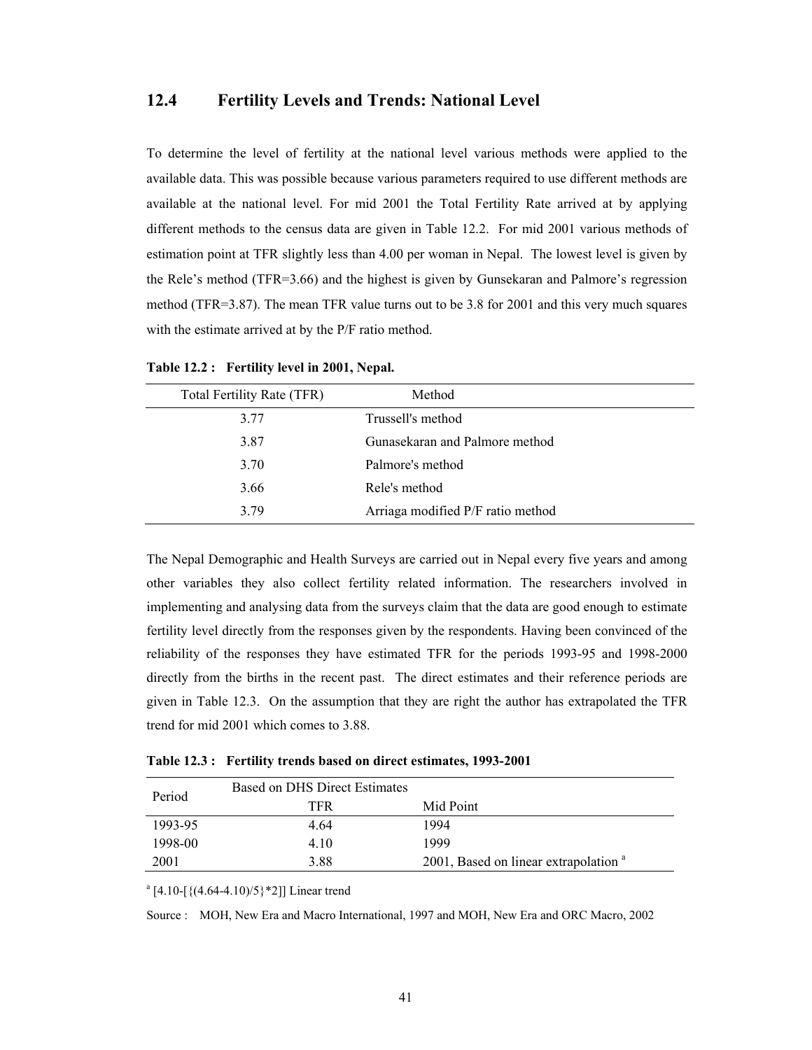## 12.4 Fertility Levels and Trends: National Level

To determine the level of fertility at the national level various methods were applied to the available data. This was possible because various parameters required to use different methods are available at the national level. For mid 2001 the Total Fertility Rate arrived at by applying different methods to the census data are given in Table 12.2. For mid 2001 various methods of estimation point at TFR slightly less than 4.00 per woman in Nepal. The lowest level is given by the Rele's method (TFR=3.66) and the highest is given by Gunsekaran and Palmore's regression method (TFR=3.87). The mean TFR value turns out to be 3.8 for 2001 and this very much squares with the estimate arrived at by the P/F ratio method.

**Table 12.2 : Fertility level in 2001, Nepal.**

| Total Fertility Rate (TFR) | Method |
|---|---|
| 3.77 | Trussell's method |
| 3.87 | Gunasekaran and Palmore method |
| 3.70 | Palmore's method |
| 3.66 | Rele's method |
| 3.79 | Arriaga modified P/F ratio method |

The Nepal Demographic and Health Surveys are carried out in Nepal every five years and among other variables they also collect fertility related information. The researchers involved in implementing and analysing data from the surveys claim that the data are good enough to estimate fertility level directly from the responses given by the respondents. Having been convinced of the reliability of the responses they have estimated TFR for the periods 1993-95 and 1998-2000 directly from the births in the recent past. The direct estimates and their reference periods are given in Table 12.3. On the assumption that they are right the author has extrapolated the TFR trend for mid 2001 which comes to 3.88.

**Table 12.3 : Fertility trends based on direct estimates, 1993-2001**

| Period | Based on DHS Direct Estimates | |
|---|---|---|
| | TFR | Mid Point |
| 1993-95 | 4.64 | 1994 |
| 1998-00 | 4.10 | 1999 |
| 2001 | 3.88 | 2001, Based on linear extrapolation [a] |

[a] [4.10-[{(4.64-4.10)/5}*2]] Linear trend

Source : MOH, New Era and Macro International, 1997 and MOH, New Era and ORC Macro, 2002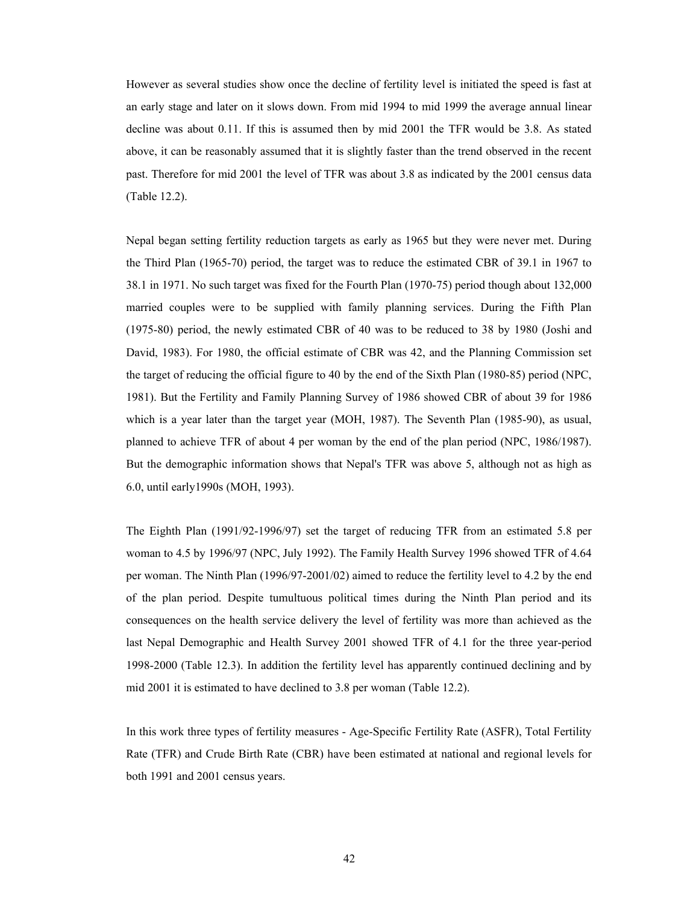However as several studies show once the decline of fertility level is initiated the speed is fast at an early stage and later on it slows down. From mid 1994 to mid 1999 the average annual linear decline was about 0.11. If this is assumed then by mid 2001 the TFR would be 3.8. As stated above, it can be reasonably assumed that it is slightly faster than the trend observed in the recent past. Therefore for mid 2001 the level of TFR was about 3.8 as indicated by the 2001 census data (Table 12.2).

Nepal began setting fertility reduction targets as early as 1965 but they were never met. During the Third Plan (1965-70) period, the target was to reduce the estimated CBR of 39.1 in 1967 to 38.1 in 1971. No such target was fixed for the Fourth Plan (1970-75) period though about 132,000 married couples were to be supplied with family planning services. During the Fifth Plan (1975-80) period, the newly estimated CBR of 40 was to be reduced to 38 by 1980 (Joshi and David, 1983). For 1980, the official estimate of CBR was 42, and the Planning Commission set the target of reducing the official figure to 40 by the end of the Sixth Plan (1980-85) period (NPC, 1981). But the Fertility and Family Planning Survey of 1986 showed CBR of about 39 for 1986 which is a year later than the target year (MOH, 1987). The Seventh Plan (1985-90), as usual, planned to achieve TFR of about 4 per woman by the end of the plan period (NPC, 1986/1987). But the demographic information shows that Nepal's TFR was above 5, although not as high as 6.0, until early1990s (MOH, 1993).

The Eighth Plan (1991/92-1996/97) set the target of reducing TFR from an estimated 5.8 per woman to 4.5 by 1996/97 (NPC, July 1992). The Family Health Survey 1996 showed TFR of 4.64 per woman. The Ninth Plan (1996/97-2001/02) aimed to reduce the fertility level to 4.2 by the end of the plan period. Despite tumultuous political times during the Ninth Plan period and its consequences on the health service delivery the level of fertility was more than achieved as the last Nepal Demographic and Health Survey 2001 showed TFR of 4.1 for the three year-period 1998-2000 (Table 12.3). In addition the fertility level has apparently continued declining and by mid 2001 it is estimated to have declined to 3.8 per woman (Table 12.2).

In this work three types of fertility measures - Age-Specific Fertility Rate (ASFR), Total Fertility Rate (TFR) and Crude Birth Rate (CBR) have been estimated at national and regional levels for both 1991 and 2001 census years.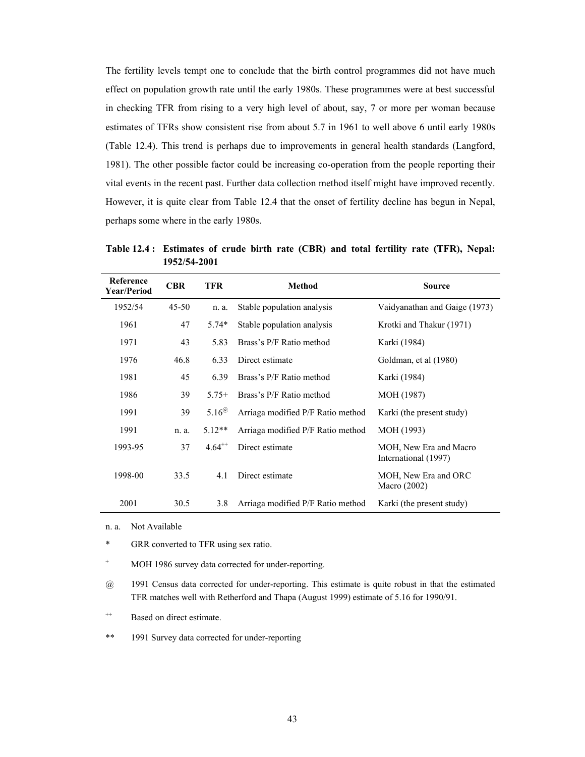The fertility levels tempt one to conclude that the birth control programmes did not have much effect on population growth rate until the early 1980s. These programmes were at best successful in checking TFR from rising to a very high level of about, say, 7 or more per woman because estimates of TFRs show consistent rise from about 5.7 in 1961 to well above 6 until early 1980s (Table 12.4). This trend is perhaps due to improvements in general health standards (Langford, 1981). The other possible factor could be increasing co-operation from the people reporting their vital events in the recent past. Further data collection method itself might have improved recently. However, it is quite clear from Table 12.4 that the onset of fertility decline has begun in Nepal, perhaps some where in the early 1980s.

**Table 12.4 : Estimates of crude birth rate (CBR) and total fertility rate (TFR), Nepal: 1952/54-2001**

| Reference Year/Period | CBR | TFR | Method | Source |
|---|---|---|---|---|
| 1952/54 | 45-50 | n. a. | Stable population analysis | Vaidyanathan and Gaige (1973) |
| 1961 | 47 | 5.74* | Stable population analysis | Krotki and Thakur (1971) |
| 1971 | 43 | 5.83 | Brass's P/F Ratio method | Karki (1984) |
| 1976 | 46.8 | 6.33 | Direct estimate | Goldman, et al (1980) |
| 1981 | 45 | 6.39 | Brass's P/F Ratio method | Karki (1984) |
| 1986 | 39 | 5.75+ | Brass's P/F Ratio method | MOH (1987) |
| 1991 | 39 | 5.16@ | Arriaga modified P/F Ratio method | Karki (the present study) |
| 1991 | n. a. | 5.12** | Arriaga modified P/F Ratio method | MOH (1993) |
| 1993-95 | 37 | 4.64++ | Direct estimate | MOH, New Era and Macro International (1997) |
| 1998-00 | 33.5 | 4.1 | Direct estimate | MOH, New Era and ORC Macro (2002) |
| 2001 | 30.5 | 3.8 | Arriaga modified P/F Ratio method | Karki (the present study) |

n. a. Not Available

\* GRR converted to TFR using sex ratio.

+ MOH 1986 survey data corrected for under-reporting.

@ 1991 Census data corrected for under-reporting. This estimate is quite robust in that the estimated TFR matches well with Retherford and Thapa (August 1999) estimate of 5.16 for 1990/91.

++ Based on direct estimate.

\*\* 1991 Survey data corrected for under-reporting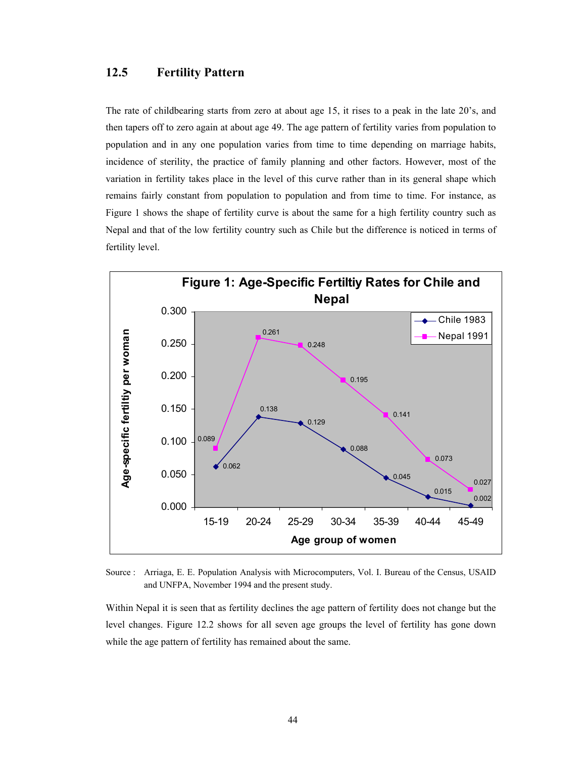## 12.5 Fertility Pattern

The rate of childbearing starts from zero at about age 15, it rises to a peak in the late 20's, and then tapers off to zero again at about age 49. The age pattern of fertility varies from population to population and in any one population varies from time to time depending on marriage habits, incidence of sterility, the practice of family planning and other factors. However, most of the variation in fertility takes place in the level of this curve rather than in its general shape which remains fairly constant from population to population and from time to time. For instance, as Figure 1 shows the shape of fertility curve is about the same for a high fertility country such as Nepal and that of the low fertility country such as Chile but the difference is noticed in terms of fertility level.

**Figure 1: Age-Specific Fertiltiy Rates for Chile and Nepal**

| Age group of women | Chile 1983 | Nepal 1991 |
|---|---|---|
| 15-19 | 0.062 | 0.089 |
| 20-24 | 0.138 | 0.261 |
| 25-29 | 0.129 | 0.248 |
| 30-34 | 0.088 | 0.195 |
| 35-39 | 0.045 | 0.141 |
| 40-44 | 0.015 | 0.073 |
| 45-49 | 0.002 | 0.027 |

Source : Arriaga, E. E. Population Analysis with Microcomputers, Vol. I. Bureau of the Census, USAID and UNFPA, November 1994 and the present study.

Within Nepal it is seen that as fertility declines the age pattern of fertility does not change but the level changes. Figure 12.2 shows for all seven age groups the level of fertility has gone down while the age pattern of fertility has remained about the same.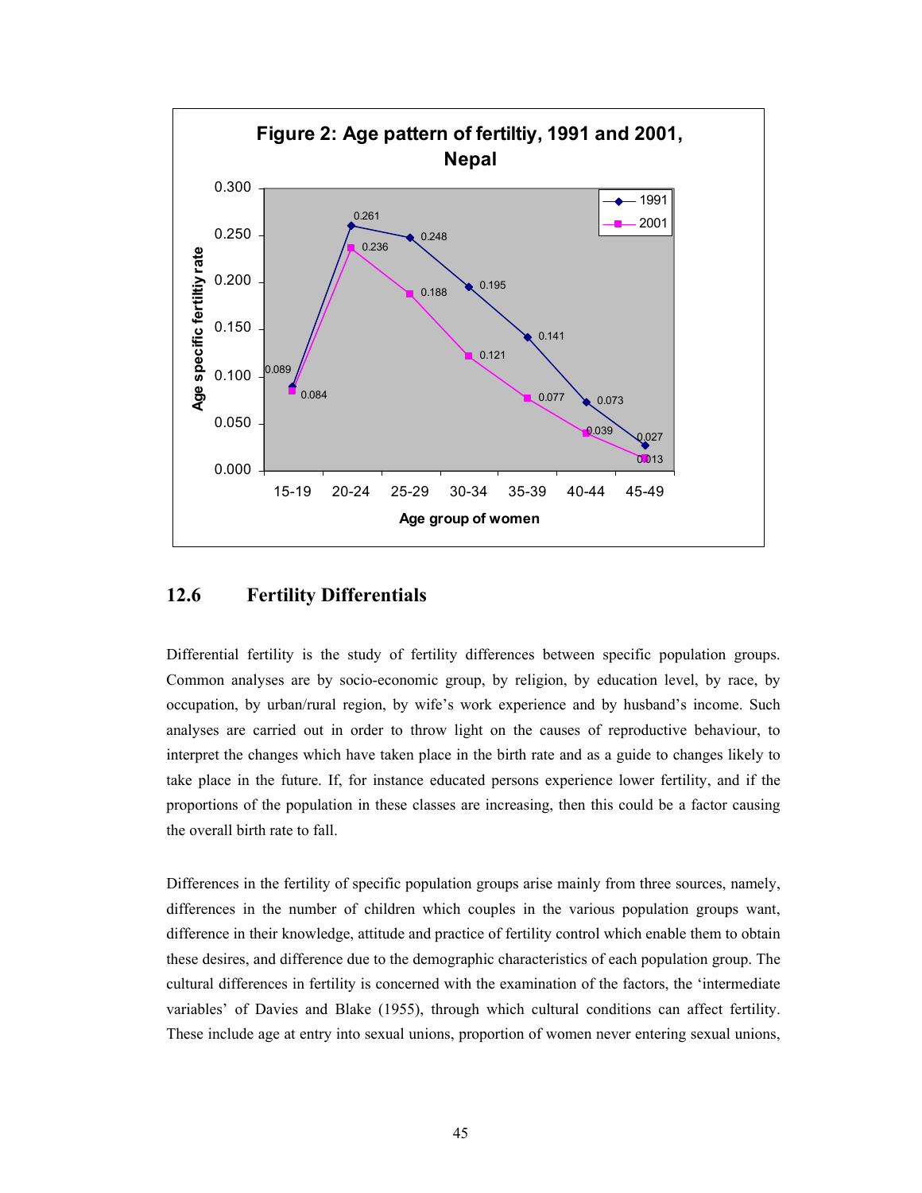**Figure 2: Age pattern of fertiltiy, 1991 and 2001, Nepal**

| Age group of women | 1991 | 2001 |
|---|---|---|
| 15-19 | 0.089 | 0.084 |
| 20-24 | 0.261 | 0.236 |
| 25-29 | 0.248 | 0.188 |
| 30-34 | 0.195 | 0.121 |
| 35-39 | 0.141 | 0.077 |
| 40-44 | 0.073 | 0.039 |
| 45-49 | 0.027 | 0.013 |

## 12.6 Fertility Differentials

Differential fertility is the study of fertility differences between specific population groups. Common analyses are by socio-economic group, by religion, by education level, by race, by occupation, by urban/rural region, by wife's work experience and by husband's income. Such analyses are carried out in order to throw light on the causes of reproductive behaviour, to interpret the changes which have taken place in the birth rate and as a guide to changes likely to take place in the future. If, for instance educated persons experience lower fertility, and if the proportions of the population in these classes are increasing, then this could be a factor causing the overall birth rate to fall.

Differences in the fertility of specific population groups arise mainly from three sources, namely, differences in the number of children which couples in the various population groups want, difference in their knowledge, attitude and practice of fertility control which enable them to obtain these desires, and difference due to the demographic characteristics of each population group. The cultural differences in fertility is concerned with the examination of the factors, the 'intermediate variables' of Davies and Blake (1955), through which cultural conditions can affect fertility. These include age at entry into sexual unions, proportion of women never entering sexual unions,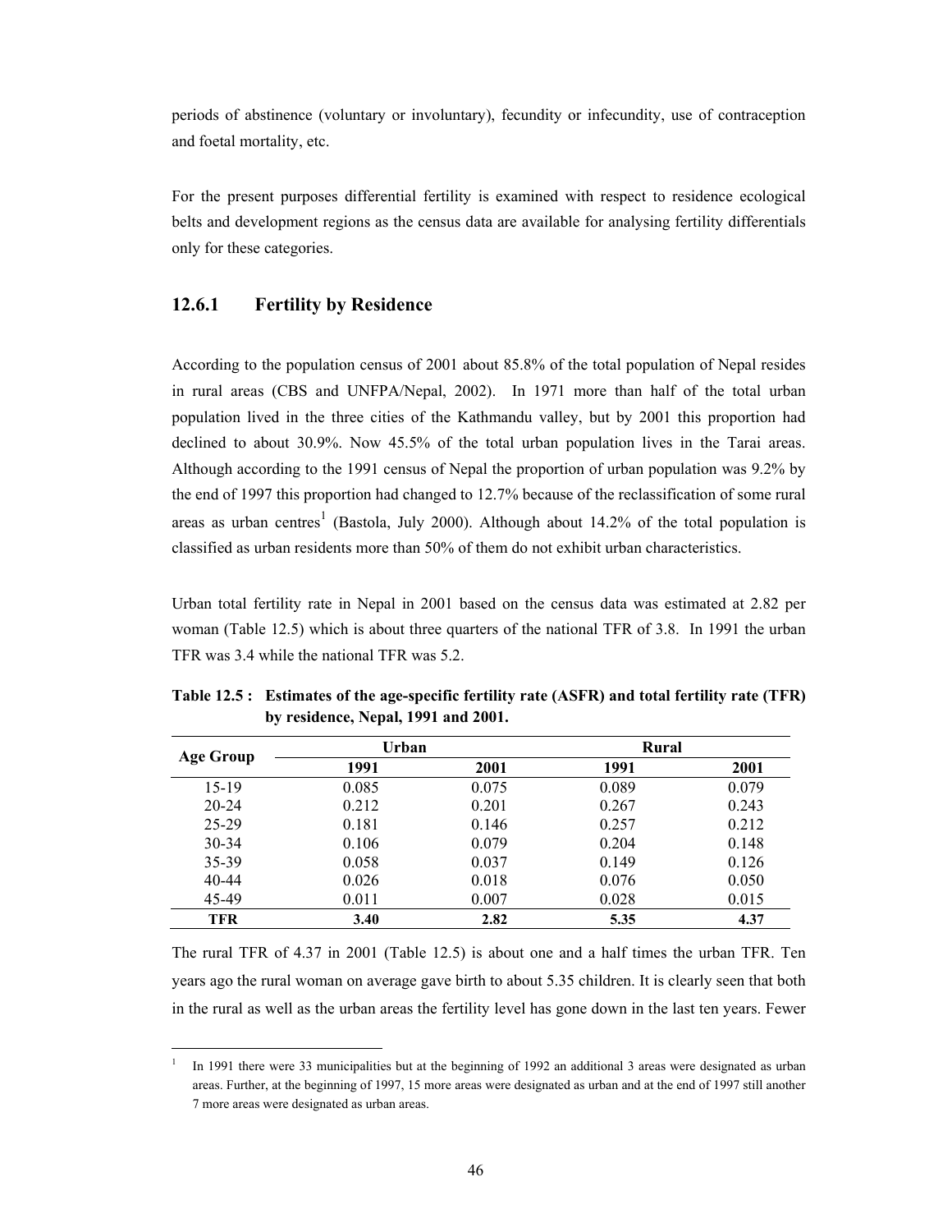periods of abstinence (voluntary or involuntary), fecundity or infecundity, use of contraception and foetal mortality, etc.

For the present purposes differential fertility is examined with respect to residence ecological belts and development regions as the census data are available for analysing fertility differentials only for these categories.

### 12.6.1 Fertility by Residence

According to the population census of 2001 about 85.8% of the total population of Nepal resides in rural areas (CBS and UNFPA/Nepal, 2002). In 1971 more than half of the total urban population lived in the three cities of the Kathmandu valley, but by 2001 this proportion had declined to about 30.9%. Now 45.5% of the total urban population lives in the Tarai areas. Although according to the 1991 census of Nepal the proportion of urban population was 9.2% by the end of 1997 this proportion had changed to 12.7% because of the reclassification of some rural areas as urban centres[1] (Bastola, July 2000). Although about 14.2% of the total population is classified as urban residents more than 50% of them do not exhibit urban characteristics.

Urban total fertility rate in Nepal in 2001 based on the census data was estimated at 2.82 per woman (Table 12.5) which is about three quarters of the national TFR of 3.8. In 1991 the urban TFR was 3.4 while the national TFR was 5.2.

**Table 12.5 : Estimates of the age-specific fertility rate (ASFR) and total fertility rate (TFR) by residence, Nepal, 1991 and 2001.**

| Age Group | Urban | | Rural | |
|---|---|---|---|---|
| | 1991 | 2001 | 1991 | 2001 |
| 15-19 | 0.085 | 0.075 | 0.089 | 0.079 |
| 20-24 | 0.212 | 0.201 | 0.267 | 0.243 |
| 25-29 | 0.181 | 0.146 | 0.257 | 0.212 |
| 30-34 | 0.106 | 0.079 | 0.204 | 0.148 |
| 35-39 | 0.058 | 0.037 | 0.149 | 0.126 |
| 40-44 | 0.026 | 0.018 | 0.076 | 0.050 |
| 45-49 | 0.011 | 0.007 | 0.028 | 0.015 |
| **TFR** | **3.40** | **2.82** | **5.35** | **4.37** |

The rural TFR of 4.37 in 2001 (Table 12.5) is about one and a half times the urban TFR. Ten years ago the rural woman on average gave birth to about 5.35 children. It is clearly seen that both in the rural as well as the urban areas the fertility level has gone down in the last ten years. Fewer

[1] In 1991 there were 33 municipalities but at the beginning of 1992 an additional 3 areas were designated as urban areas. Further, at the beginning of 1997, 15 more areas were designated as urban and at the end of 1997 still another 7 more areas were designated as urban areas.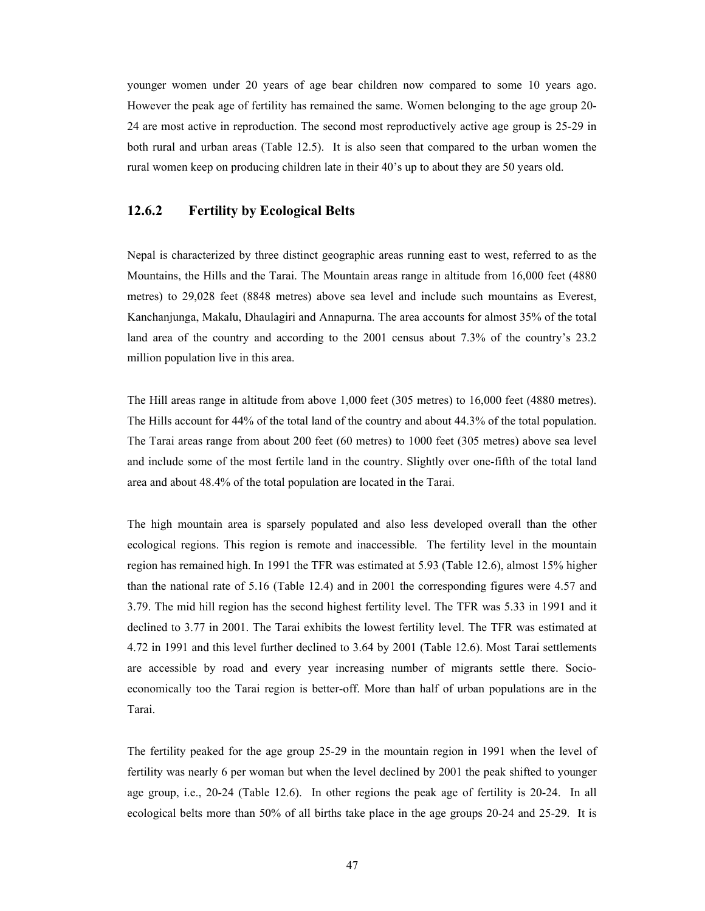younger women under 20 years of age bear children now compared to some 10 years ago. However the peak age of fertility has remained the same. Women belonging to the age group 20-24 are most active in reproduction. The second most reproductively active age group is 25-29 in both rural and urban areas (Table 12.5). It is also seen that compared to the urban women the rural women keep on producing children late in their 40's up to about they are 50 years old.

### 12.6.2 Fertility by Ecological Belts

Nepal is characterized by three distinct geographic areas running east to west, referred to as the Mountains, the Hills and the Tarai. The Mountain areas range in altitude from 16,000 feet (4880 metres) to 29,028 feet (8848 metres) above sea level and include such mountains as Everest, Kanchanjunga, Makalu, Dhaulagiri and Annapurna. The area accounts for almost 35% of the total land area of the country and according to the 2001 census about 7.3% of the country's 23.2 million population live in this area.

The Hill areas range in altitude from above 1,000 feet (305 metres) to 16,000 feet (4880 metres). The Hills account for 44% of the total land of the country and about 44.3% of the total population. The Tarai areas range from about 200 feet (60 metres) to 1000 feet (305 metres) above sea level and include some of the most fertile land in the country. Slightly over one-fifth of the total land area and about 48.4% of the total population are located in the Tarai.

The high mountain area is sparsely populated and also less developed overall than the other ecological regions. This region is remote and inaccessible. The fertility level in the mountain region has remained high. In 1991 the TFR was estimated at 5.93 (Table 12.6), almost 15% higher than the national rate of 5.16 (Table 12.4) and in 2001 the corresponding figures were 4.57 and 3.79. The mid hill region has the second highest fertility level. The TFR was 5.33 in 1991 and it declined to 3.77 in 2001. The Tarai exhibits the lowest fertility level. The TFR was estimated at 4.72 in 1991 and this level further declined to 3.64 by 2001 (Table 12.6). Most Tarai settlements are accessible by road and every year increasing number of migrants settle there. Socio-economically too the Tarai region is better-off. More than half of urban populations are in the Tarai.

The fertility peaked for the age group 25-29 in the mountain region in 1991 when the level of fertility was nearly 6 per woman but when the level declined by 2001 the peak shifted to younger age group, i.e., 20-24 (Table 12.6). In other regions the peak age of fertility is 20-24. In all ecological belts more than 50% of all births take place in the age groups 20-24 and 25-29. It is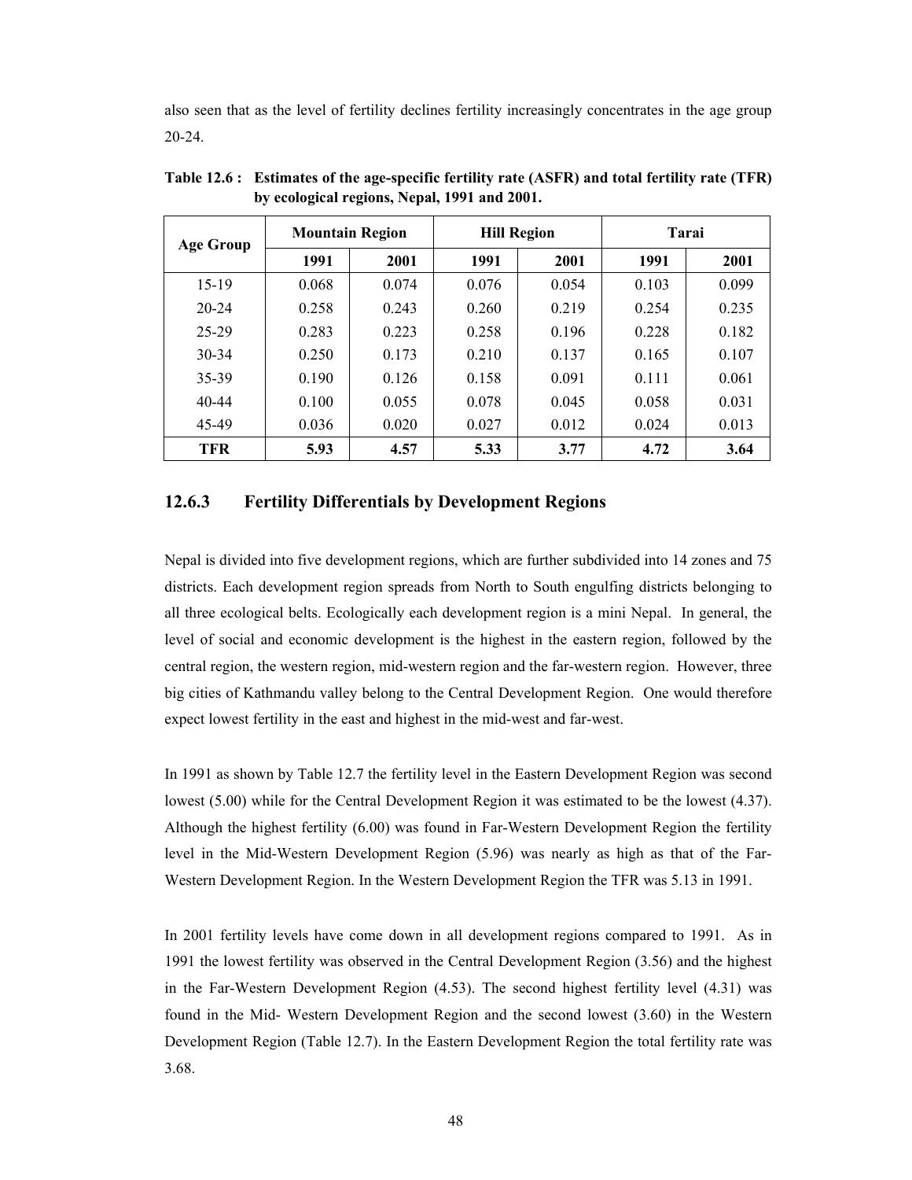also seen that as the level of fertility declines fertility increasingly concentrates in the age group 20-24.

**Table 12.6 : Estimates of the age-specific fertility rate (ASFR) and total fertility rate (TFR) by ecological regions, Nepal, 1991 and 2001.**

| Age Group | Mountain Region | | Hill Region | | Tarai | |
|---|---|---|---|---|---|---|
| | 1991 | 2001 | 1991 | 2001 | 1991 | 2001 |
| 15-19 | 0.068 | 0.074 | 0.076 | 0.054 | 0.103 | 0.099 |
| 20-24 | 0.258 | 0.243 | 0.260 | 0.219 | 0.254 | 0.235 |
| 25-29 | 0.283 | 0.223 | 0.258 | 0.196 | 0.228 | 0.182 |
| 30-34 | 0.250 | 0.173 | 0.210 | 0.137 | 0.165 | 0.107 |
| 35-39 | 0.190 | 0.126 | 0.158 | 0.091 | 0.111 | 0.061 |
| 40-44 | 0.100 | 0.055 | 0.078 | 0.045 | 0.058 | 0.031 |
| 45-49 | 0.036 | 0.020 | 0.027 | 0.012 | 0.024 | 0.013 |
| **TFR** | **5.93** | **4.57** | **5.33** | **3.77** | **4.72** | **3.64** |

### 12.6.3 Fertility Differentials by Development Regions

Nepal is divided into five development regions, which are further subdivided into 14 zones and 75 districts. Each development region spreads from North to South engulfing districts belonging to all three ecological belts. Ecologically each development region is a mini Nepal. In general, the level of social and economic development is the highest in the eastern region, followed by the central region, the western region, mid-western region and the far-western region. However, three big cities of Kathmandu valley belong to the Central Development Region. One would therefore expect lowest fertility in the east and highest in the mid-west and far-west.

In 1991 as shown by Table 12.7 the fertility level in the Eastern Development Region was second lowest (5.00) while for the Central Development Region it was estimated to be the lowest (4.37). Although the highest fertility (6.00) was found in Far-Western Development Region the fertility level in the Mid-Western Development Region (5.96) was nearly as high as that of the Far-Western Development Region. In the Western Development Region the TFR was 5.13 in 1991.

In 2001 fertility levels have come down in all development regions compared to 1991. As in 1991 the lowest fertility was observed in the Central Development Region (3.56) and the highest in the Far-Western Development Region (4.53). The second highest fertility level (4.31) was found in the Mid- Western Development Region and the second lowest (3.60) in the Western Development Region (Table 12.7). In the Eastern Development Region the total fertility rate was 3.68.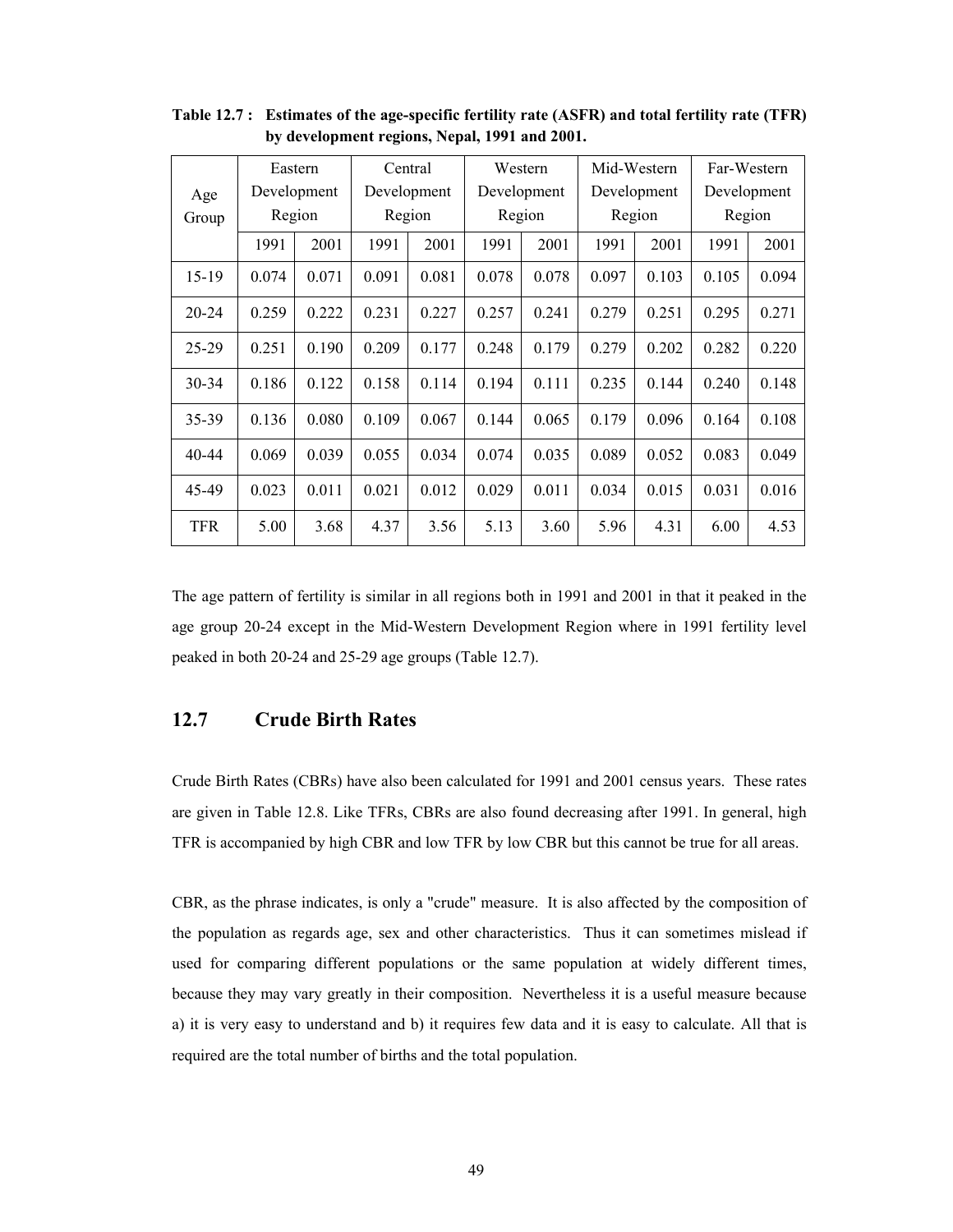**Table 12.7 : Estimates of the age-specific fertility rate (ASFR) and total fertility rate (TFR) by development regions, Nepal, 1991 and 2001.**

| Age Group | Eastern Development Region | | Central Development Region | | Western Development Region | | Mid-Western Development Region | | Far-Western Development Region | |
|---|---|---|---|---|---|---|---|---|---|---|
| | 1991 | 2001 | 1991 | 2001 | 1991 | 2001 | 1991 | 2001 | 1991 | 2001 |
| 15-19 | 0.074 | 0.071 | 0.091 | 0.081 | 0.078 | 0.078 | 0.097 | 0.103 | 0.105 | 0.094 |
| 20-24 | 0.259 | 0.222 | 0.231 | 0.227 | 0.257 | 0.241 | 0.279 | 0.251 | 0.295 | 0.271 |
| 25-29 | 0.251 | 0.190 | 0.209 | 0.177 | 0.248 | 0.179 | 0.279 | 0.202 | 0.282 | 0.220 |
| 30-34 | 0.186 | 0.122 | 0.158 | 0.114 | 0.194 | 0.111 | 0.235 | 0.144 | 0.240 | 0.148 |
| 35-39 | 0.136 | 0.080 | 0.109 | 0.067 | 0.144 | 0.065 | 0.179 | 0.096 | 0.164 | 0.108 |
| 40-44 | 0.069 | 0.039 | 0.055 | 0.034 | 0.074 | 0.035 | 0.089 | 0.052 | 0.083 | 0.049 |
| 45-49 | 0.023 | 0.011 | 0.021 | 0.012 | 0.029 | 0.011 | 0.034 | 0.015 | 0.031 | 0.016 |
| TFR | 5.00 | 3.68 | 4.37 | 3.56 | 5.13 | 3.60 | 5.96 | 4.31 | 6.00 | 4.53 |

The age pattern of fertility is similar in all regions both in 1991 and 2001 in that it peaked in the age group 20-24 except in the Mid-Western Development Region where in 1991 fertility level peaked in both 20-24 and 25-29 age groups (Table 12.7).

## 12.7 Crude Birth Rates

Crude Birth Rates (CBRs) have also been calculated for 1991 and 2001 census years. These rates are given in Table 12.8. Like TFRs, CBRs are also found decreasing after 1991. In general, high TFR is accompanied by high CBR and low TFR by low CBR but this cannot be true for all areas.

CBR, as the phrase indicates, is only a "crude" measure. It is also affected by the composition of the population as regards age, sex and other characteristics. Thus it can sometimes mislead if used for comparing different populations or the same population at widely different times, because they may vary greatly in their composition. Nevertheless it is a useful measure because a) it is very easy to understand and b) it requires few data and it is easy to calculate. All that is required are the total number of births and the total population.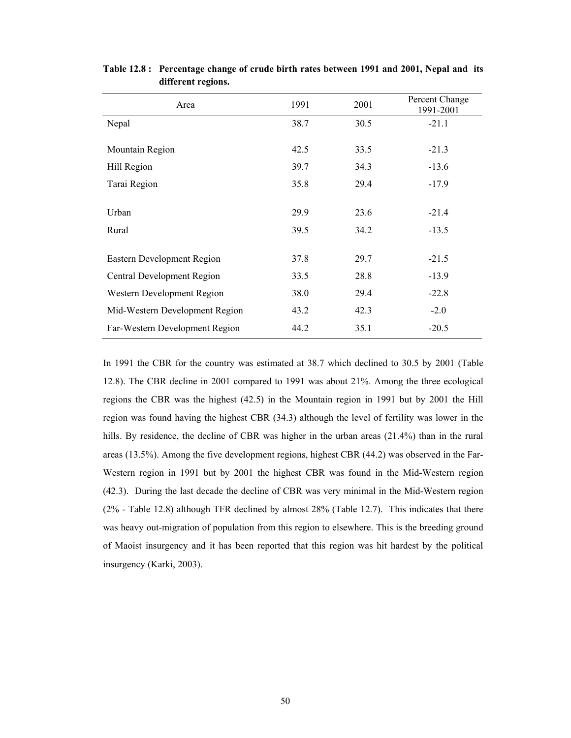**Table 12.8 : Percentage change of crude birth rates between 1991 and 2001, Nepal and its different regions.**

| Area | 1991 | 2001 | Percent Change 1991-2001 |
|---|---|---|---|
| Nepal | 38.7 | 30.5 | -21.1 |
| Mountain Region | 42.5 | 33.5 | -21.3 |
| Hill Region | 39.7 | 34.3 | -13.6 |
| Tarai Region | 35.8 | 29.4 | -17.9 |
| Urban | 29.9 | 23.6 | -21.4 |
| Rural | 39.5 | 34.2 | -13.5 |
| Eastern Development Region | 37.8 | 29.7 | -21.5 |
| Central Development Region | 33.5 | 28.8 | -13.9 |
| Western Development Region | 38.0 | 29.4 | -22.8 |
| Mid-Western Development Region | 43.2 | 42.3 | -2.0 |
| Far-Western Development Region | 44.2 | 35.1 | -20.5 |

In 1991 the CBR for the country was estimated at 38.7 which declined to 30.5 by 2001 (Table 12.8). The CBR decline in 2001 compared to 1991 was about 21%. Among the three ecological regions the CBR was the highest (42.5) in the Mountain region in 1991 but by 2001 the Hill region was found having the highest CBR (34.3) although the level of fertility was lower in the hills. By residence, the decline of CBR was higher in the urban areas (21.4%) than in the rural areas (13.5%). Among the five development regions, highest CBR (44.2) was observed in the Far-Western region in 1991 but by 2001 the highest CBR was found in the Mid-Western region (42.3). During the last decade the decline of CBR was very minimal in the Mid-Western region (2% - Table 12.8) although TFR declined by almost 28% (Table 12.7). This indicates that there was heavy out-migration of population from this region to elsewhere. This is the breeding ground of Maoist insurgency and it has been reported that this region was hit hardest by the political insurgency (Karki, 2003).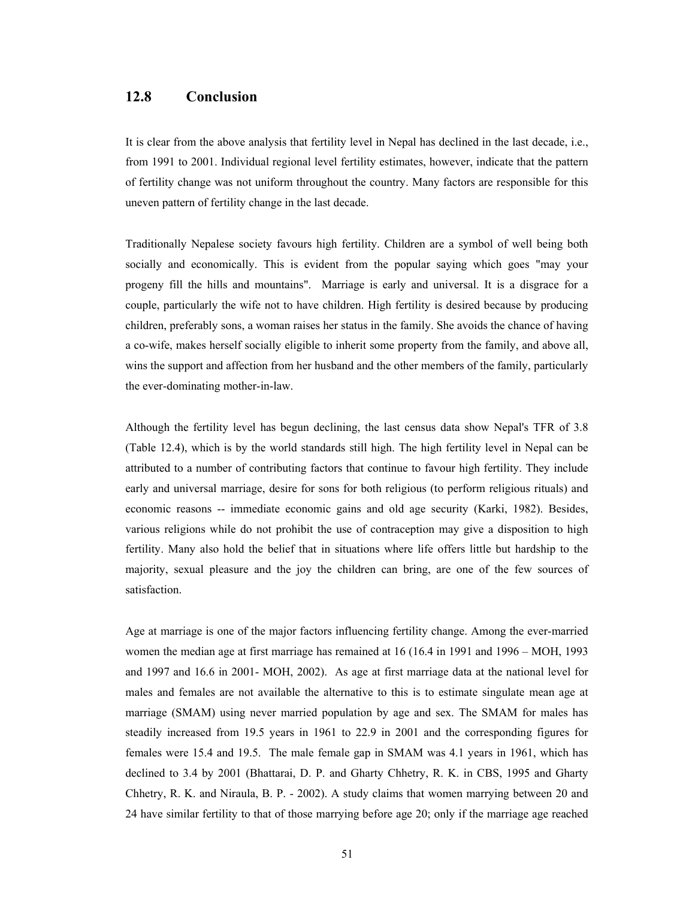## 12.8 Conclusion

It is clear from the above analysis that fertility level in Nepal has declined in the last decade, i.e., from 1991 to 2001. Individual regional level fertility estimates, however, indicate that the pattern of fertility change was not uniform throughout the country. Many factors are responsible for this uneven pattern of fertility change in the last decade.

Traditionally Nepalese society favours high fertility. Children are a symbol of well being both socially and economically. This is evident from the popular saying which goes "may your progeny fill the hills and mountains". Marriage is early and universal. It is a disgrace for a couple, particularly the wife not to have children. High fertility is desired because by producing children, preferably sons, a woman raises her status in the family. She avoids the chance of having a co-wife, makes herself socially eligible to inherit some property from the family, and above all, wins the support and affection from her husband and the other members of the family, particularly the ever-dominating mother-in-law.

Although the fertility level has begun declining, the last census data show Nepal's TFR of 3.8 (Table 12.4), which is by the world standards still high. The high fertility level in Nepal can be attributed to a number of contributing factors that continue to favour high fertility. They include early and universal marriage, desire for sons for both religious (to perform religious rituals) and economic reasons -- immediate economic gains and old age security (Karki, 1982). Besides, various religions while do not prohibit the use of contraception may give a disposition to high fertility. Many also hold the belief that in situations where life offers little but hardship to the majority, sexual pleasure and the joy the children can bring, are one of the few sources of satisfaction.

Age at marriage is one of the major factors influencing fertility change. Among the ever-married women the median age at first marriage has remained at 16 (16.4 in 1991 and 1996 – MOH, 1993 and 1997 and 16.6 in 2001- MOH, 2002). As age at first marriage data at the national level for males and females are not available the alternative to this is to estimate singulate mean age at marriage (SMAM) using never married population by age and sex. The SMAM for males has steadily increased from 19.5 years in 1961 to 22.9 in 2001 and the corresponding figures for females were 15.4 and 19.5. The male female gap in SMAM was 4.1 years in 1961, which has declined to 3.4 by 2001 (Bhattarai, D. P. and Gharty Chhetry, R. K. in CBS, 1995 and Gharty Chhetry, R. K. and Niraula, B. P. - 2002). A study claims that women marrying between 20 and 24 have similar fertility to that of those marrying before age 20; only if the marriage age reached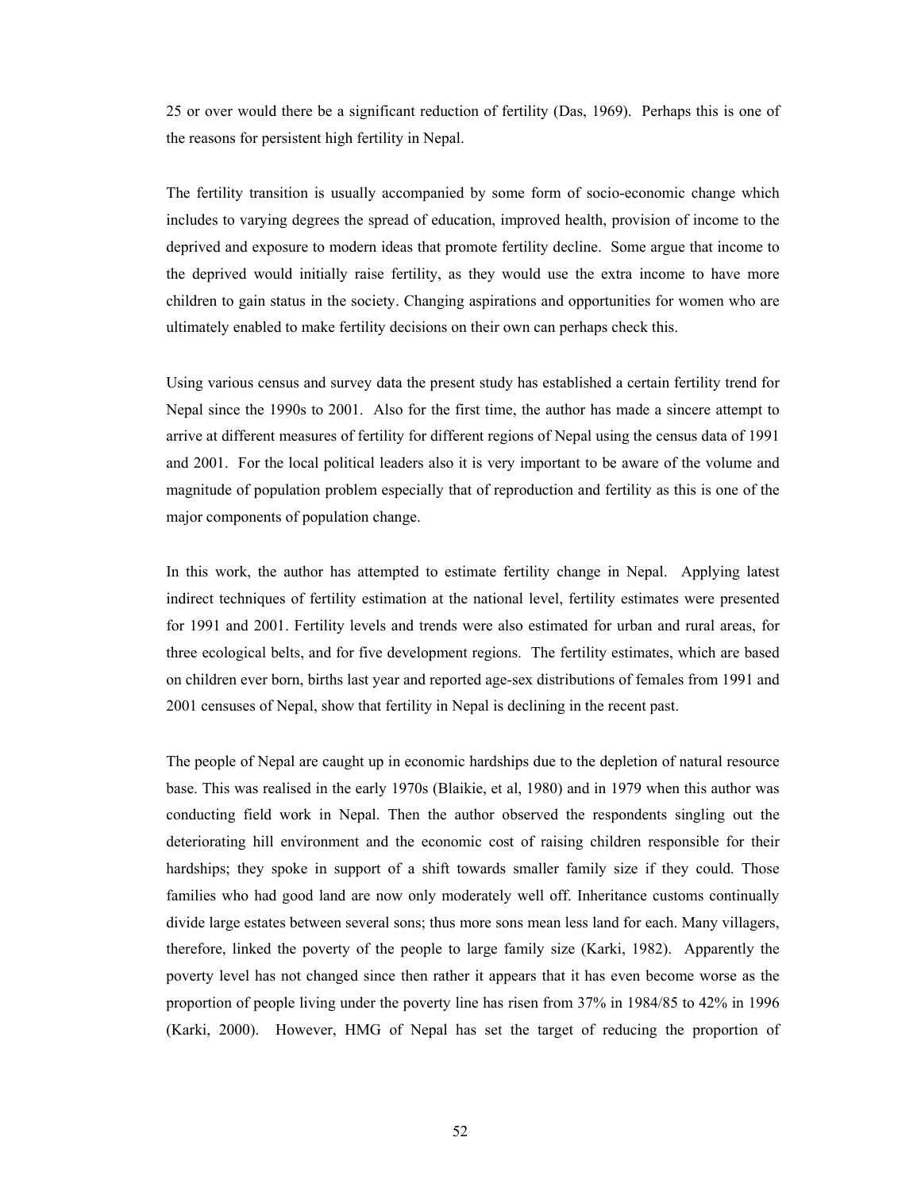25 or over would there be a significant reduction of fertility (Das, 1969). Perhaps this is one of the reasons for persistent high fertility in Nepal.

The fertility transition is usually accompanied by some form of socio-economic change which includes to varying degrees the spread of education, improved health, provision of income to the deprived and exposure to modern ideas that promote fertility decline. Some argue that income to the deprived would initially raise fertility, as they would use the extra income to have more children to gain status in the society. Changing aspirations and opportunities for women who are ultimately enabled to make fertility decisions on their own can perhaps check this.

Using various census and survey data the present study has established a certain fertility trend for Nepal since the 1990s to 2001. Also for the first time, the author has made a sincere attempt to arrive at different measures of fertility for different regions of Nepal using the census data of 1991 and 2001. For the local political leaders also it is very important to be aware of the volume and magnitude of population problem especially that of reproduction and fertility as this is one of the major components of population change.

In this work, the author has attempted to estimate fertility change in Nepal. Applying latest indirect techniques of fertility estimation at the national level, fertility estimates were presented for 1991 and 2001. Fertility levels and trends were also estimated for urban and rural areas, for three ecological belts, and for five development regions. The fertility estimates, which are based on children ever born, births last year and reported age-sex distributions of females from 1991 and 2001 censuses of Nepal, show that fertility in Nepal is declining in the recent past.

The people of Nepal are caught up in economic hardships due to the depletion of natural resource base. This was realised in the early 1970s (Blaikie, et al, 1980) and in 1979 when this author was conducting field work in Nepal. Then the author observed the respondents singling out the deteriorating hill environment and the economic cost of raising children responsible for their hardships; they spoke in support of a shift towards smaller family size if they could. Those families who had good land are now only moderately well off. Inheritance customs continually divide large estates between several sons; thus more sons mean less land for each. Many villagers, therefore, linked the poverty of the people to large family size (Karki, 1982). Apparently the poverty level has not changed since then rather it appears that it has even become worse as the proportion of people living under the poverty line has risen from 37% in 1984/85 to 42% in 1996 (Karki, 2000). However, HMG of Nepal has set the target of reducing the proportion of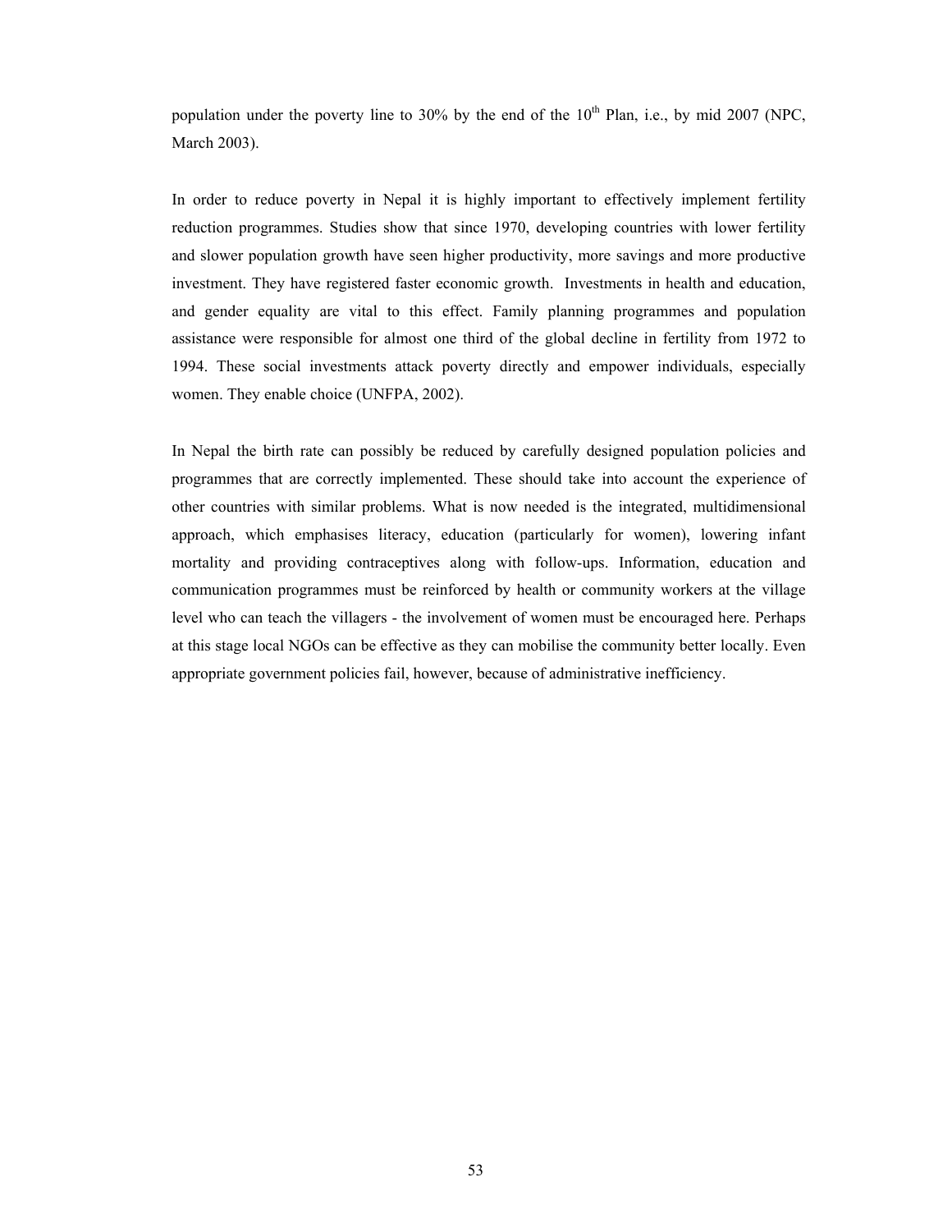population under the poverty line to 30% by the end of the 10th Plan, i.e., by mid 2007 (NPC, March 2003).

In order to reduce poverty in Nepal it is highly important to effectively implement fertility reduction programmes. Studies show that since 1970, developing countries with lower fertility and slower population growth have seen higher productivity, more savings and more productive investment. They have registered faster economic growth. Investments in health and education, and gender equality are vital to this effect. Family planning programmes and population assistance were responsible for almost one third of the global decline in fertility from 1972 to 1994. These social investments attack poverty directly and empower individuals, especially women. They enable choice (UNFPA, 2002).

In Nepal the birth rate can possibly be reduced by carefully designed population policies and programmes that are correctly implemented. These should take into account the experience of other countries with similar problems. What is now needed is the integrated, multidimensional approach, which emphasises literacy, education (particularly for women), lowering infant mortality and providing contraceptives along with follow-ups. Information, education and communication programmes must be reinforced by health or community workers at the village level who can teach the villagers - the involvement of women must be encouraged here. Perhaps at this stage local NGOs can be effective as they can mobilise the community better locally. Even appropriate government policies fail, however, because of administrative inefficiency.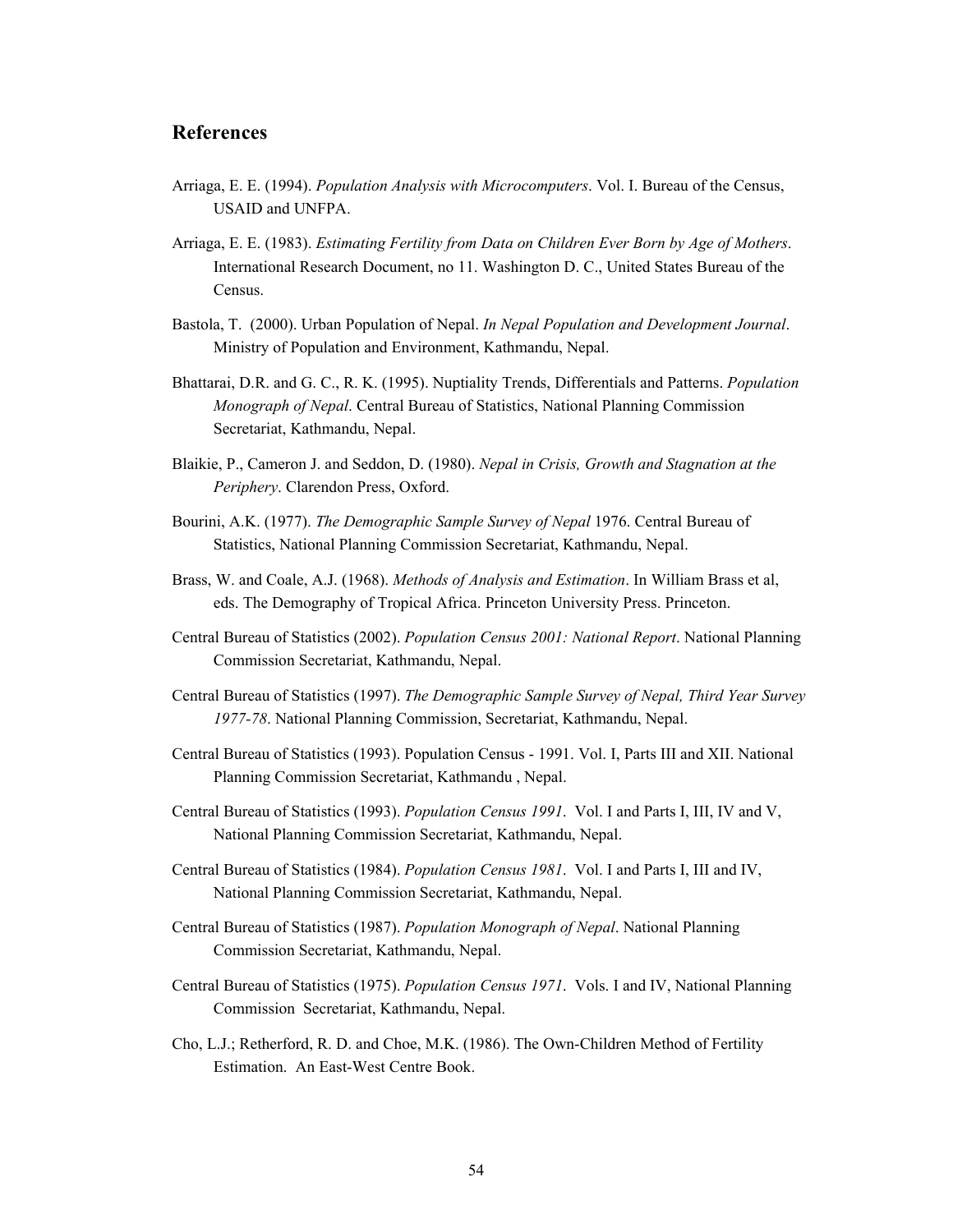## References

Arriaga, E. E. (1994). *Population Analysis with Microcomputers*. Vol. I. Bureau of the Census, USAID and UNFPA.

Arriaga, E. E. (1983). *Estimating Fertility from Data on Children Ever Born by Age of Mothers*. International Research Document, no 11. Washington D. C., United States Bureau of the Census.

Bastola, T. (2000). Urban Population of Nepal. *In Nepal Population and Development Journal*. Ministry of Population and Environment, Kathmandu, Nepal.

Bhattarai, D.R. and G. C., R. K. (1995). Nuptiality Trends, Differentials and Patterns. *Population Monograph of Nepal*. Central Bureau of Statistics, National Planning Commission Secretariat, Kathmandu, Nepal.

Blaikie, P., Cameron J. and Seddon, D. (1980). *Nepal in Crisis, Growth and Stagnation at the Periphery*. Clarendon Press, Oxford.

Bourini, A.K. (1977). *The Demographic Sample Survey of Nepal* 1976. Central Bureau of Statistics, National Planning Commission Secretariat, Kathmandu, Nepal.

Brass, W. and Coale, A.J. (1968). *Methods of Analysis and Estimation*. In William Brass et al, eds. The Demography of Tropical Africa. Princeton University Press. Princeton.

Central Bureau of Statistics (2002). *Population Census 2001: National Report*. National Planning Commission Secretariat, Kathmandu, Nepal.

Central Bureau of Statistics (1997). *The Demographic Sample Survey of Nepal, Third Year Survey 1977-78*. National Planning Commission, Secretariat, Kathmandu, Nepal.

Central Bureau of Statistics (1993). Population Census - 1991. Vol. I, Parts III and XII. National Planning Commission Secretariat, Kathmandu , Nepal.

Central Bureau of Statistics (1993). *Population Census 1991*. Vol. I and Parts I, III, IV and V, National Planning Commission Secretariat, Kathmandu, Nepal.

Central Bureau of Statistics (1984). *Population Census 1981*. Vol. I and Parts I, III and IV, National Planning Commission Secretariat, Kathmandu, Nepal.

Central Bureau of Statistics (1987). *Population Monograph of Nepal*. National Planning Commission Secretariat, Kathmandu, Nepal.

Central Bureau of Statistics (1975). *Population Census 1971*. Vols. I and IV, National Planning Commission Secretariat, Kathmandu, Nepal.

Cho, L.J.; Retherford, R. D. and Choe, M.K. (1986). The Own-Children Method of Fertility Estimation. An East-West Centre Book.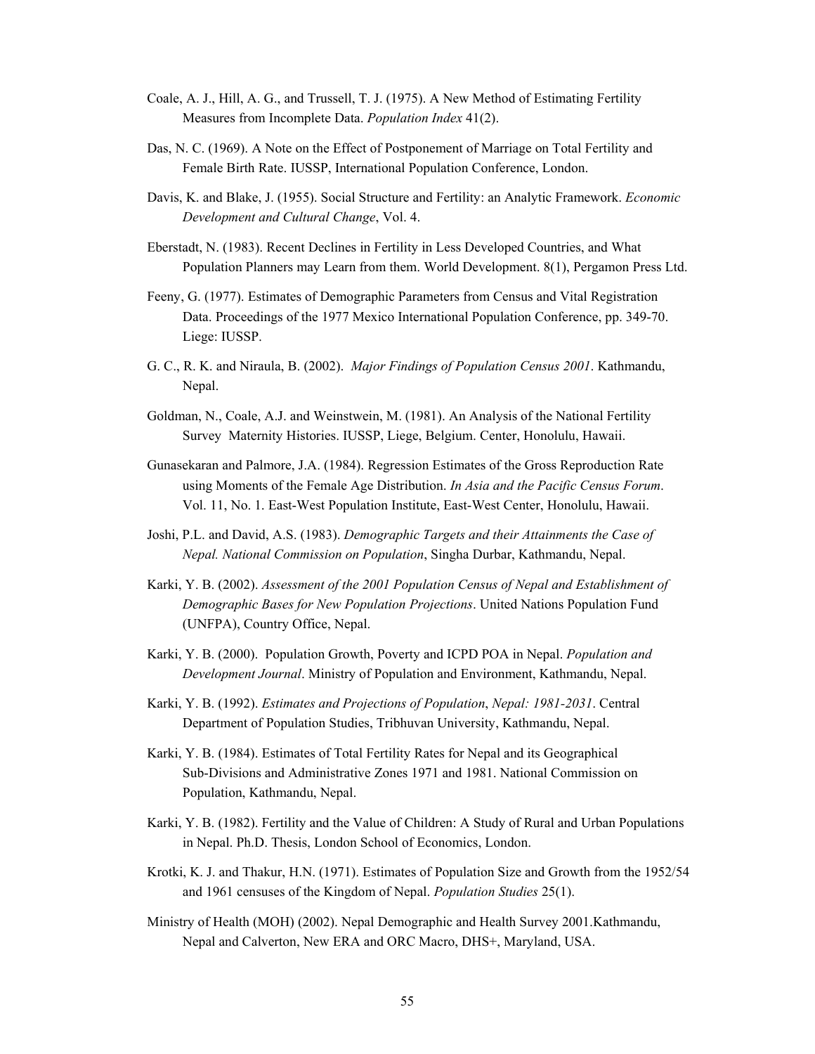Coale, A. J., Hill, A. G., and Trussell, T. J. (1975). A New Method of Estimating Fertility Measures from Incomplete Data. *Population Index* 41(2).

Das, N. C. (1969). A Note on the Effect of Postponement of Marriage on Total Fertility and Female Birth Rate. IUSSP, International Population Conference, London.

Davis, K. and Blake, J. (1955). Social Structure and Fertility: an Analytic Framework. *Economic Development and Cultural Change*, Vol. 4.

Eberstadt, N. (1983). Recent Declines in Fertility in Less Developed Countries, and What Population Planners may Learn from them. World Development. 8(1), Pergamon Press Ltd.

Feeny, G. (1977). Estimates of Demographic Parameters from Census and Vital Registration Data. Proceedings of the 1977 Mexico International Population Conference, pp. 349-70. Liege: IUSSP.

G. C., R. K. and Niraula, B. (2002). *Major Findings of Population Census 2001*. Kathmandu, Nepal.

Goldman, N., Coale, A.J. and Weinstwein, M. (1981). An Analysis of the National Fertility Survey Maternity Histories. IUSSP, Liege, Belgium. Center, Honolulu, Hawaii.

Gunasekaran and Palmore, J.A. (1984). Regression Estimates of the Gross Reproduction Rate using Moments of the Female Age Distribution. *In Asia and the Pacific Census Forum*. Vol. 11, No. 1. East-West Population Institute, East-West Center, Honolulu, Hawaii.

Joshi, P.L. and David, A.S. (1983). *Demographic Targets and their Attainments the Case of Nepal. National Commission on Population*, Singha Durbar, Kathmandu, Nepal.

Karki, Y. B. (2002). *Assessment of the 2001 Population Census of Nepal and Establishment of Demographic Bases for New Population Projections*. United Nations Population Fund (UNFPA), Country Office, Nepal.

Karki, Y. B. (2000). Population Growth, Poverty and ICPD POA in Nepal. *Population and Development Journal*. Ministry of Population and Environment, Kathmandu, Nepal.

Karki, Y. B. (1992). *Estimates and Projections of Population*, *Nepal: 1981-2031*. Central Department of Population Studies, Tribhuvan University, Kathmandu, Nepal.

Karki, Y. B. (1984). Estimates of Total Fertility Rates for Nepal and its Geographical Sub-Divisions and Administrative Zones 1971 and 1981. National Commission on Population, Kathmandu, Nepal.

Karki, Y. B. (1982). Fertility and the Value of Children: A Study of Rural and Urban Populations in Nepal. Ph.D. Thesis, London School of Economics, London.

Krotki, K. J. and Thakur, H.N. (1971). Estimates of Population Size and Growth from the 1952/54 and 1961 censuses of the Kingdom of Nepal. *Population Studies* 25(1).

Ministry of Health (MOH) (2002). Nepal Demographic and Health Survey 2001.Kathmandu, Nepal and Calverton, New ERA and ORC Macro, DHS+, Maryland, USA.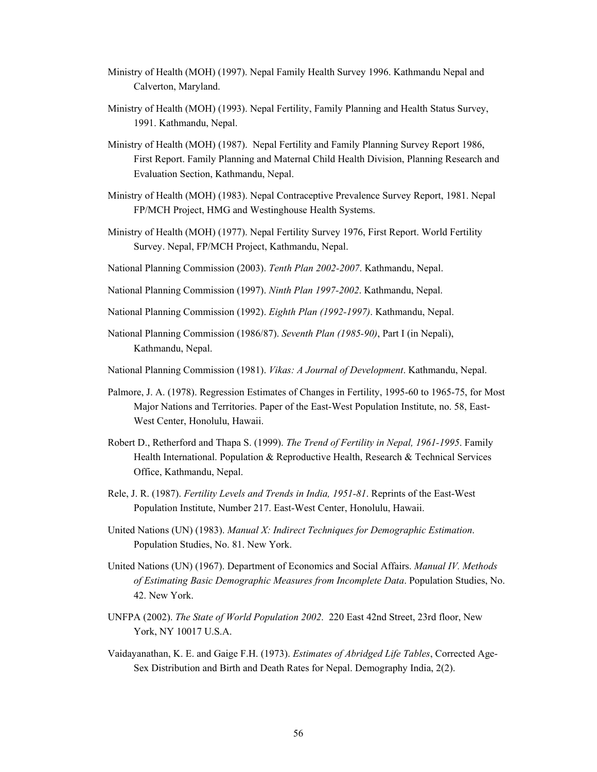Ministry of Health (MOH) (1997). Nepal Family Health Survey 1996. Kathmandu Nepal and Calverton, Maryland.

Ministry of Health (MOH) (1993). Nepal Fertility, Family Planning and Health Status Survey, 1991. Kathmandu, Nepal.

Ministry of Health (MOH) (1987). Nepal Fertility and Family Planning Survey Report 1986, First Report. Family Planning and Maternal Child Health Division, Planning Research and Evaluation Section, Kathmandu, Nepal.

Ministry of Health (MOH) (1983). Nepal Contraceptive Prevalence Survey Report, 1981. Nepal FP/MCH Project, HMG and Westinghouse Health Systems.

Ministry of Health (MOH) (1977). Nepal Fertility Survey 1976, First Report. World Fertility Survey. Nepal, FP/MCH Project, Kathmandu, Nepal.

National Planning Commission (2003). *Tenth Plan 2002-2007*. Kathmandu, Nepal.

National Planning Commission (1997). *Ninth Plan 1997-2002*. Kathmandu, Nepal.

National Planning Commission (1992). *Eighth Plan (1992-1997)*. Kathmandu, Nepal.

National Planning Commission (1986/87). *Seventh Plan (1985-90)*, Part I (in Nepali), Kathmandu, Nepal.

National Planning Commission (1981). *Vikas: A Journal of Development*. Kathmandu, Nepal.

Palmore, J. A. (1978). Regression Estimates of Changes in Fertility, 1995-60 to 1965-75, for Most Major Nations and Territories. Paper of the East-West Population Institute, no. 58, East-West Center, Honolulu, Hawaii.

Robert D., Retherford and Thapa S. (1999). *The Trend of Fertility in Nepal, 1961-1995*. Family Health International. Population & Reproductive Health, Research & Technical Services Office, Kathmandu, Nepal.

Rele, J. R. (1987). *Fertility Levels and Trends in India, 1951-81*. Reprints of the East-West Population Institute, Number 217. East-West Center, Honolulu, Hawaii.

United Nations (UN) (1983). *Manual X: Indirect Techniques for Demographic Estimation*. Population Studies, No. 81. New York.

United Nations (UN) (1967). Department of Economics and Social Affairs. *Manual IV. Methods of Estimating Basic Demographic Measures from Incomplete Data*. Population Studies, No. 42. New York.

UNFPA (2002). *The State of World Population 2002*. 220 East 42nd Street, 23rd floor, New York, NY 10017 U.S.A.

Vaidayanathan, K. E. and Gaige F.H. (1973). *Estimates of Abridged Life Tables*, Corrected Age-Sex Distribution and Birth and Death Rates for Nepal. Demography India, 2(2).